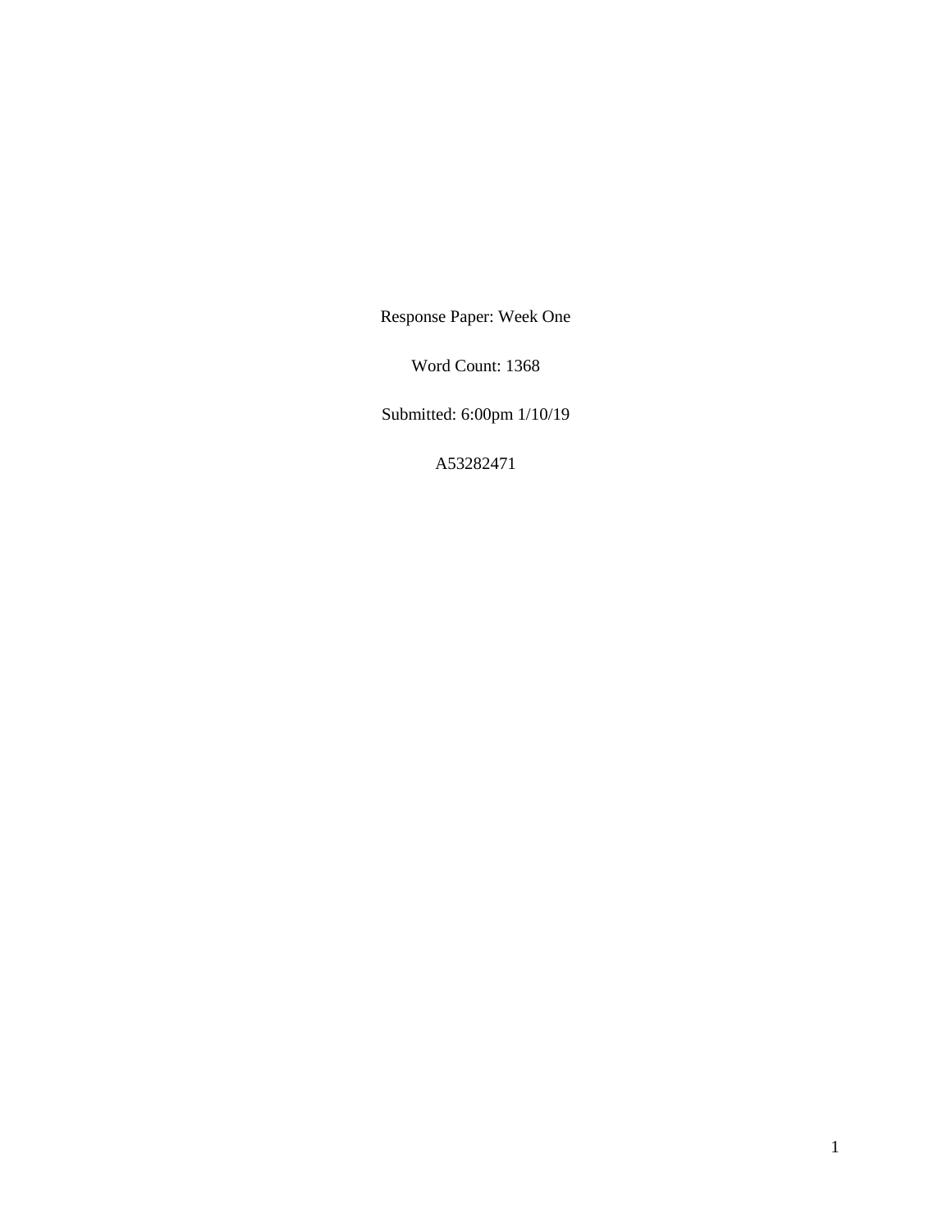Response Paper: Week One

Word Count: 1368

Submitted: 6:00pm 1/10/19

A53282471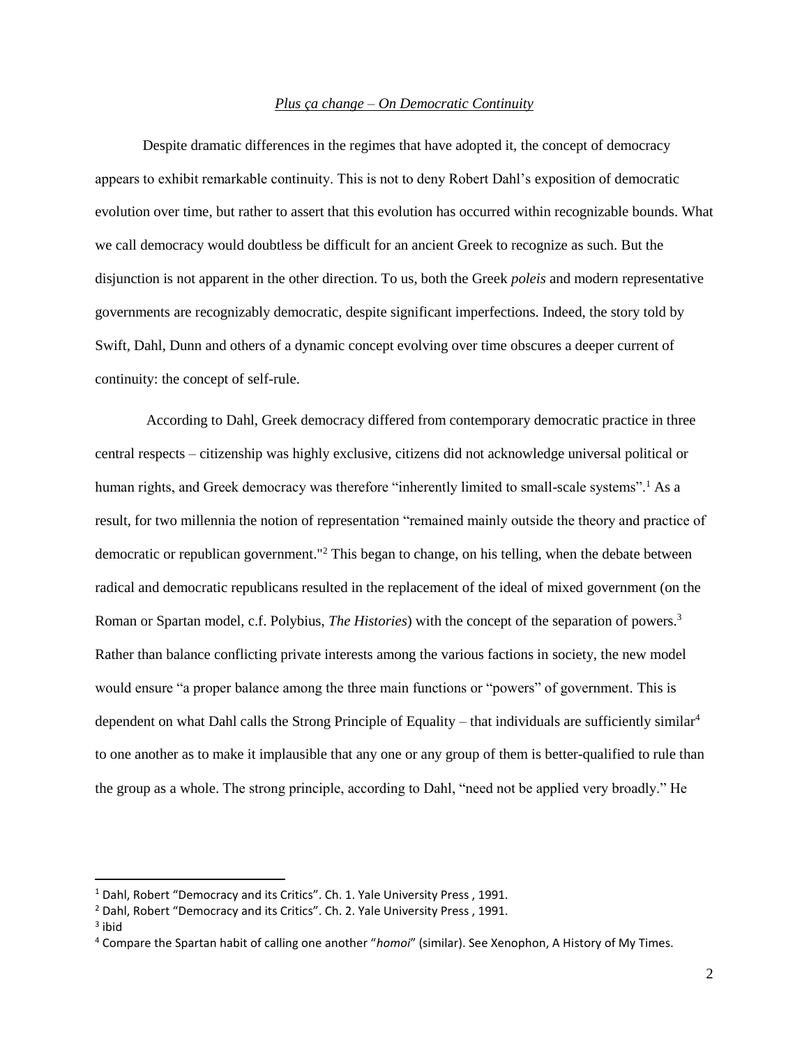# *Plus ça change – On Democratic Continuity*

Despite dramatic differences in the regimes that have adopted it, the concept of democracy appears to exhibit remarkable continuity. This is not to deny Robert Dahl's exposition of democratic evolution over time, but rather to assert that this evolution has occurred within recognizable bounds. What we call democracy would doubtless be difficult for an ancient Greek to recognize as such. But the disjunction is not apparent in the other direction. To us, both the Greek *poleis* and modern representative governments are recognizably democratic, despite significant imperfections. Indeed, the story told by Swift, Dahl, Dunn and others of a dynamic concept evolving over time obscures a deeper current of continuity: the concept of self-rule.

According to Dahl, Greek democracy differed from contemporary democratic practice in three central respects – citizenship was highly exclusive, citizens did not acknowledge universal political or human rights, and Greek democracy was therefore "inherently limited to small-scale systems".[1] As a result, for two millennia the notion of representation "remained mainly outside the theory and practice of democratic or republican government."[2] This began to change, on his telling, when the debate between radical and democratic republicans resulted in the replacement of the ideal of mixed government (on the Roman or Spartan model, c.f. Polybius, *The Histories*) with the concept of the separation of powers.[3] Rather than balance conflicting private interests among the various factions in society, the new model would ensure "a proper balance among the three main functions or "powers" of government. This is dependent on what Dahl calls the Strong Principle of Equality – that individuals are sufficiently similar[4] to one another as to make it implausible that any one or any group of them is better-qualified to rule than the group as a whole. The strong principle, according to Dahl, "need not be applied very broadly." He

---

[1] Dahl, Robert "Democracy and its Critics". Ch. 1. Yale University Press , 1991.

[2] Dahl, Robert "Democracy and its Critics". Ch. 2. Yale University Press , 1991.

[3] ibid

[4] Compare the Spartan habit of calling one another "*homoi*" (similar). See Xenophon, A History of My Times.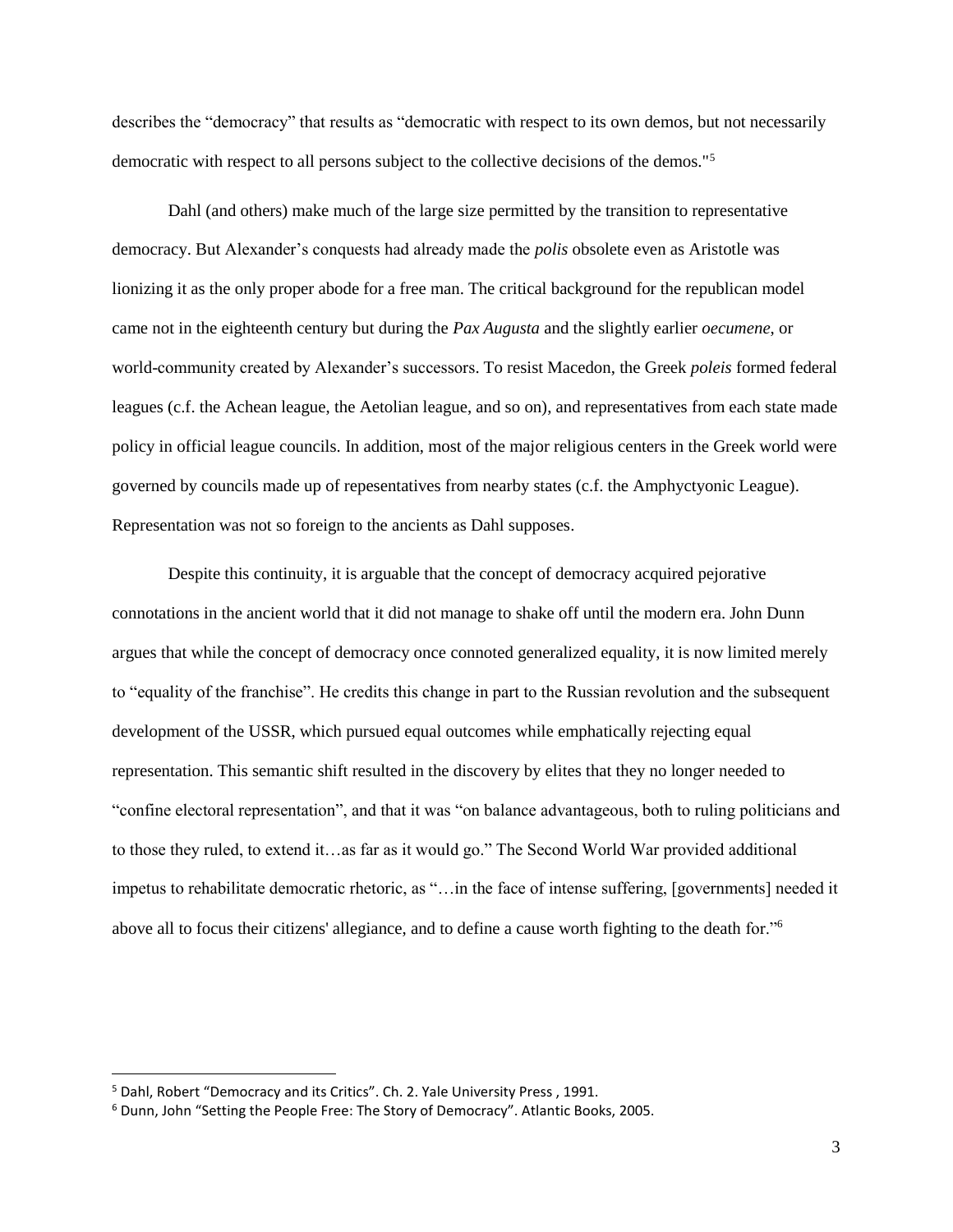describes the "democracy" that results as "democratic with respect to its own demos, but not necessarily democratic with respect to all persons subject to the collective decisions of the demos."[5]

Dahl (and others) make much of the large size permitted by the transition to representative democracy. But Alexander's conquests had already made the *polis* obsolete even as Aristotle was lionizing it as the only proper abode for a free man. The critical background for the republican model came not in the eighteenth century but during the *Pax Augusta* and the slightly earlier *oecumene*, or world-community created by Alexander's successors. To resist Macedon, the Greek *poleis* formed federal leagues (c.f. the Achean league, the Aetolian league, and so on), and representatives from each state made policy in official league councils. In addition, most of the major religious centers in the Greek world were governed by councils made up of repesentatives from nearby states (c.f. the Amphyctyonic League). Representation was not so foreign to the ancients as Dahl supposes.

Despite this continuity, it is arguable that the concept of democracy acquired pejorative connotations in the ancient world that it did not manage to shake off until the modern era. John Dunn argues that while the concept of democracy once connoted generalized equality, it is now limited merely to "equality of the franchise". He credits this change in part to the Russian revolution and the subsequent development of the USSR, which pursued equal outcomes while emphatically rejecting equal representation. This semantic shift resulted in the discovery by elites that they no longer needed to "confine electoral representation", and that it was "on balance advantageous, both to ruling politicians and to those they ruled, to extend it…as far as it would go." The Second World War provided additional impetus to rehabilitate democratic rhetoric, as "…in the face of intense suffering, [governments] needed it above all to focus their citizens' allegiance, and to define a cause worth fighting to the death for."[6]

---

[5] Dahl, Robert "Democracy and its Critics". Ch. 2. Yale University Press , 1991.

[6] Dunn, John "Setting the People Free: The Story of Democracy". Atlantic Books, 2005.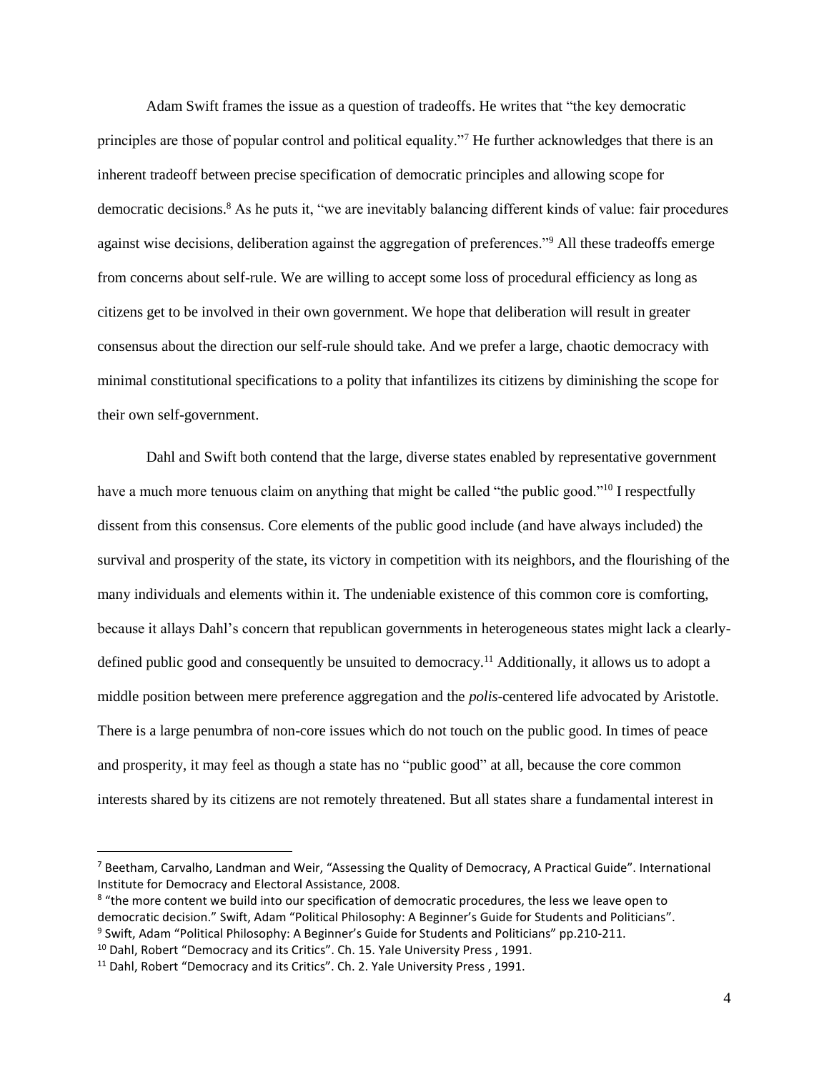Adam Swift frames the issue as a question of tradeoffs. He writes that "the key democratic principles are those of popular control and political equality."[7] He further acknowledges that there is an inherent tradeoff between precise specification of democratic principles and allowing scope for democratic decisions.[8] As he puts it, "we are inevitably balancing different kinds of value: fair procedures against wise decisions, deliberation against the aggregation of preferences."[9] All these tradeoffs emerge from concerns about self-rule. We are willing to accept some loss of procedural efficiency as long as citizens get to be involved in their own government. We hope that deliberation will result in greater consensus about the direction our self-rule should take. And we prefer a large, chaotic democracy with minimal constitutional specifications to a polity that infantilizes its citizens by diminishing the scope for their own self-government.

Dahl and Swift both contend that the large, diverse states enabled by representative government have a much more tenuous claim on anything that might be called "the public good."[10] I respectfully dissent from this consensus. Core elements of the public good include (and have always included) the survival and prosperity of the state, its victory in competition with its neighbors, and the flourishing of the many individuals and elements within it. The undeniable existence of this common core is comforting, because it allays Dahl's concern that republican governments in heterogeneous states might lack a clearly-defined public good and consequently be unsuited to democracy.[11] Additionally, it allows us to adopt a middle position between mere preference aggregation and the *polis*-centered life advocated by Aristotle. There is a large penumbra of non-core issues which do not touch on the public good. In times of peace and prosperity, it may feel as though a state has no "public good" at all, because the core common interests shared by its citizens are not remotely threatened. But all states share a fundamental interest in

---

[7] Beetham, Carvalho, Landman and Weir, "Assessing the Quality of Democracy, A Practical Guide". International Institute for Democracy and Electoral Assistance, 2008.

[8] "the more content we build into our specification of democratic procedures, the less we leave open to democratic decision." Swift, Adam "Political Philosophy: A Beginner's Guide for Students and Politicians".

[9] Swift, Adam "Political Philosophy: A Beginner's Guide for Students and Politicians" pp.210-211.

[10] Dahl, Robert "Democracy and its Critics". Ch. 15. Yale University Press , 1991.

[11] Dahl, Robert "Democracy and its Critics". Ch. 2. Yale University Press , 1991.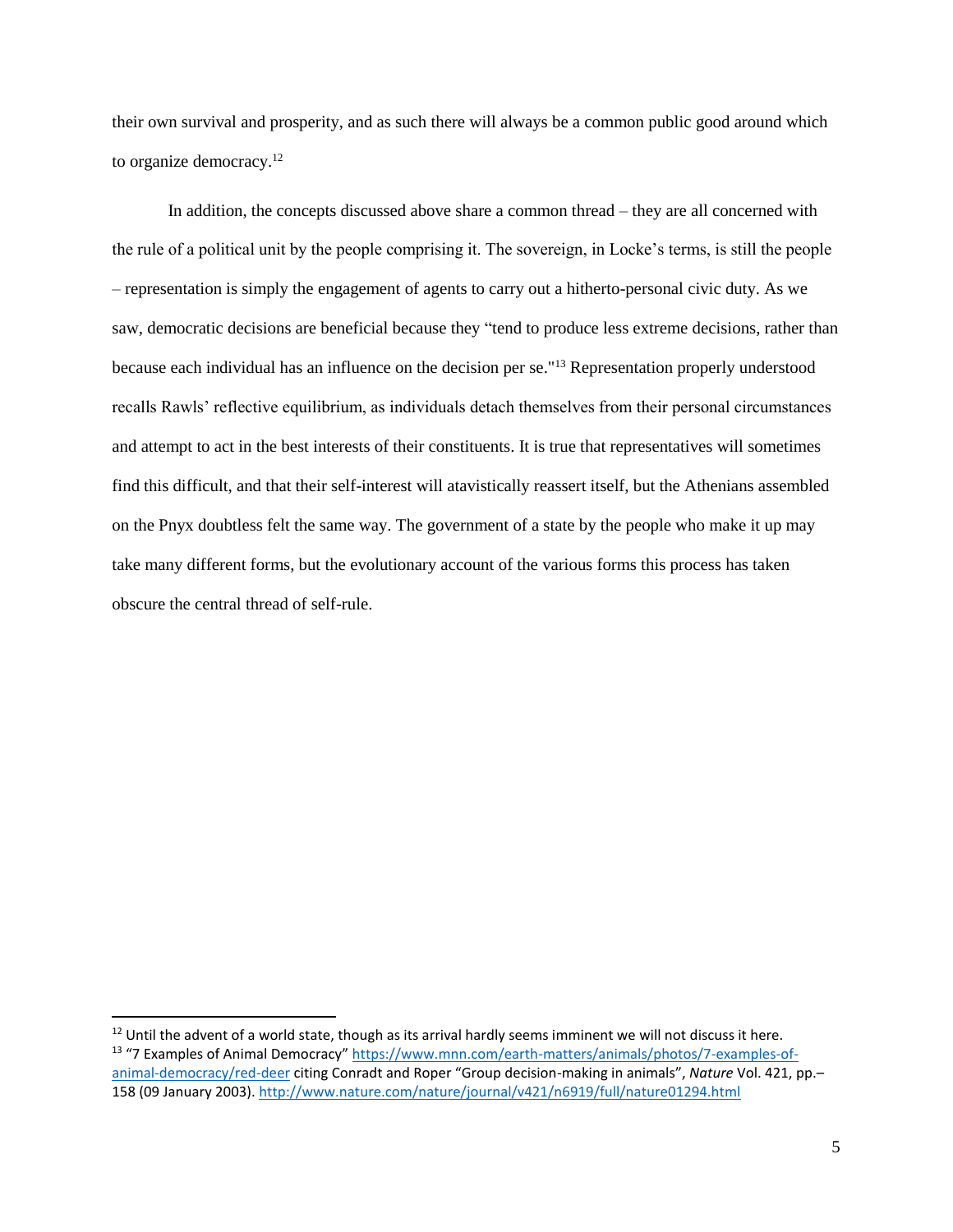their own survival and prosperity, and as such there will always be a common public good around which to organize democracy.[12]

In addition, the concepts discussed above share a common thread – they are all concerned with the rule of a political unit by the people comprising it. The sovereign, in Locke's terms, is still the people – representation is simply the engagement of agents to carry out a hitherto-personal civic duty. As we saw, democratic decisions are beneficial because they "tend to produce less extreme decisions, rather than because each individual has an influence on the decision per se."[13] Representation properly understood recalls Rawls' reflective equilibrium, as individuals detach themselves from their personal circumstances and attempt to act in the best interests of their constituents. It is true that representatives will sometimes find this difficult, and that their self-interest will atavistically reassert itself, but the Athenians assembled on the Pnyx doubtless felt the same way. The government of a state by the people who make it up may take many different forms, but the evolutionary account of the various forms this process has taken obscure the central thread of self-rule.

---

[12] Until the advent of a world state, though as its arrival hardly seems imminent we will not discuss it here.

[13] "7 Examples of Animal Democracy" https://www.mnn.com/earth-matters/animals/photos/7-examples-of-animal-democracy/red-deer citing Conradt and Roper "Group decision-making in animals", *Nature* Vol. 421, pp.– 158 (09 January 2003). http://www.nature.com/nature/journal/v421/n6919/full/nature01294.html